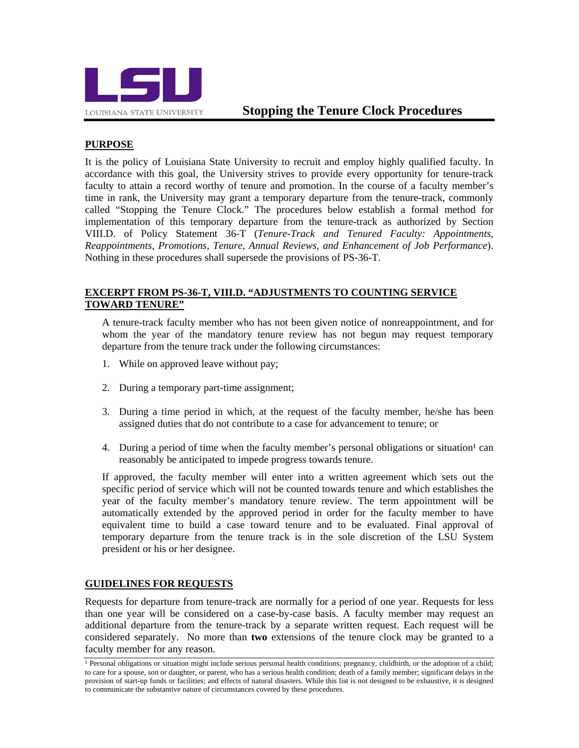LOUISIANA STATE UNIVERSITY

# Stopping the Tenure Clock Procedures

## PURPOSE

It is the policy of Louisiana State University to recruit and employ highly qualified faculty. In accordance with this goal, the University strives to provide every opportunity for tenure-track faculty to attain a record worthy of tenure and promotion. In the course of a faculty member's time in rank, the University may grant a temporary departure from the tenure-track, commonly called "Stopping the Tenure Clock." The procedures below establish a formal method for implementation of this temporary departure from the tenure-track as authorized by Section VIII.D. of Policy Statement 36-T (*Tenure-Track and Tenured Faculty: Appointments, Reappointments, Promotions, Tenure, Annual Reviews, and Enhancement of Job Performance*). Nothing in these procedures shall supersede the provisions of PS-36-T.

## EXCERPT FROM PS-36-T, VIII.D. "ADJUSTMENTS TO COUNTING SERVICE TOWARD TENURE"

A tenure-track faculty member who has not been given notice of nonreappointment, and for whom the year of the mandatory tenure review has not begun may request temporary departure from the tenure track under the following circumstances:

1. While on approved leave without pay;
2. During a temporary part-time assignment;
3. During a time period in which, at the request of the faculty member, he/she has been assigned duties that do not contribute to a case for advancement to tenure; or
4. During a period of time when the faculty member's personal obligations or situation[1] can reasonably be anticipated to impede progress towards tenure.

If approved, the faculty member will enter into a written agreement which sets out the specific period of service which will not be counted towards tenure and which establishes the year of the faculty member's mandatory tenure review. The term appointment will be automatically extended by the approved period in order for the faculty member to have equivalent time to build a case toward tenure and to be evaluated. Final approval of temporary departure from the tenure track is in the sole discretion of the LSU System president or his or her designee.

## GUIDELINES FOR REQUESTS

Requests for departure from tenure-track are normally for a period of one year. Requests for less than one year will be considered on a case-by-case basis. A faculty member may request an additional departure from the tenure-track by a separate written request. Each request will be considered separately. No more than **two** extensions of the tenure clock may be granted to a faculty member for any reason.

[1] Personal obligations or situation might include serious personal health conditions; pregnancy, childbirth, or the adoption of a child; to care for a spouse, son or daughter, or parent, who has a serious health condition; death of a family member; significant delays in the provision of start-up funds or facilities; and effects of natural disasters. While this list is not designed to be exhaustive, it is designed to communicate the substantive nature of circumstances covered by these procedures.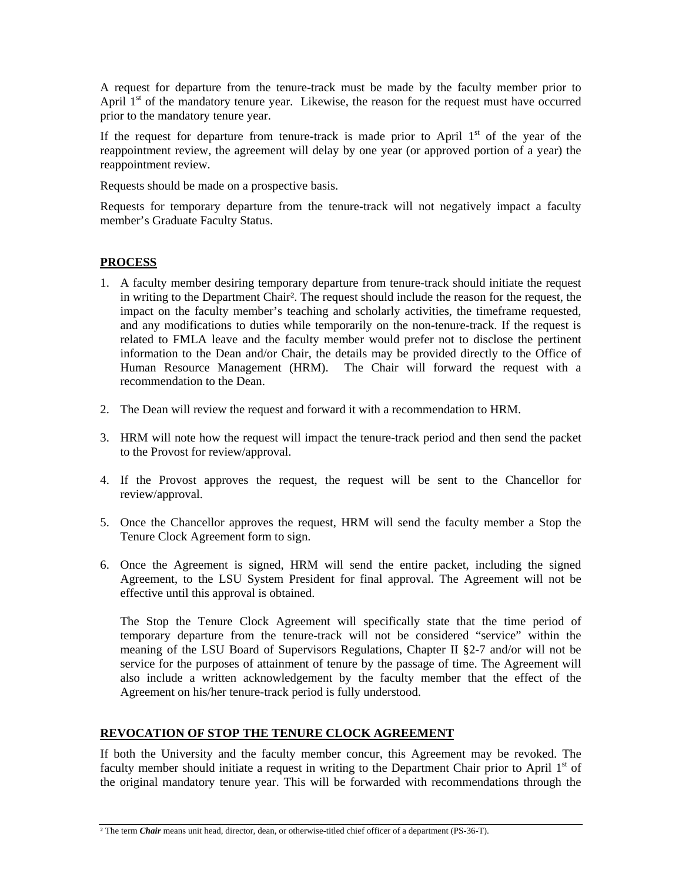A request for departure from the tenure-track must be made by the faculty member prior to April 1st of the mandatory tenure year. Likewise, the reason for the request must have occurred prior to the mandatory tenure year.

If the request for departure from tenure-track is made prior to April 1st of the year of the reappointment review, the agreement will delay by one year (or approved portion of a year) the reappointment review.

Requests should be made on a prospective basis.

Requests for temporary departure from the tenure-track will not negatively impact a faculty member's Graduate Faculty Status.

## PROCESS

1. A faculty member desiring temporary departure from tenure-track should initiate the request in writing to the Department Chair[2]. The request should include the reason for the request, the impact on the faculty member's teaching and scholarly activities, the timeframe requested, and any modifications to duties while temporarily on the non-tenure-track. If the request is related to FMLA leave and the faculty member would prefer not to disclose the pertinent information to the Dean and/or Chair, the details may be provided directly to the Office of Human Resource Management (HRM). The Chair will forward the request with a recommendation to the Dean.

2. The Dean will review the request and forward it with a recommendation to HRM.

3. HRM will note how the request will impact the tenure-track period and then send the packet to the Provost for review/approval.

4. If the Provost approves the request, the request will be sent to the Chancellor for review/approval.

5. Once the Chancellor approves the request, HRM will send the faculty member a Stop the Tenure Clock Agreement form to sign.

6. Once the Agreement is signed, HRM will send the entire packet, including the signed Agreement, to the LSU System President for final approval. The Agreement will not be effective until this approval is obtained.

   The Stop the Tenure Clock Agreement will specifically state that the time period of temporary departure from the tenure-track will not be considered "service" within the meaning of the LSU Board of Supervisors Regulations, Chapter II §2-7 and/or will not be service for the purposes of attainment of tenure by the passage of time. The Agreement will also include a written acknowledgement by the faculty member that the effect of the Agreement on his/her tenure-track period is fully understood.

## REVOCATION OF STOP THE TENURE CLOCK AGREEMENT

If both the University and the faculty member concur, this Agreement may be revoked. The faculty member should initiate a request in writing to the Department Chair prior to April 1st of the original mandatory tenure year. This will be forwarded with recommendations through the

[2] The term ***Chair*** means unit head, director, dean, or otherwise-titled chief officer of a department (PS-36-T).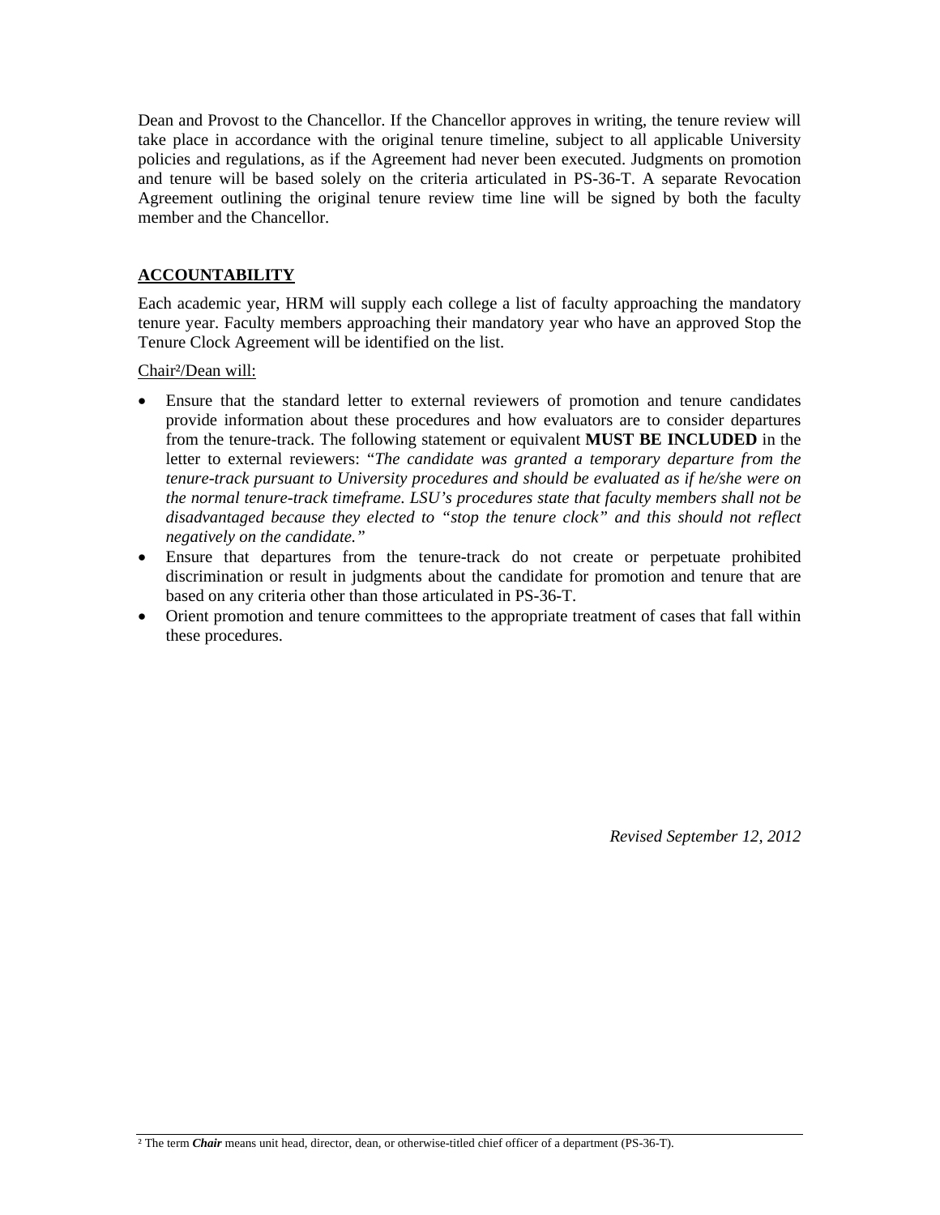Dean and Provost to the Chancellor. If the Chancellor approves in writing, the tenure review will take place in accordance with the original tenure timeline, subject to all applicable University policies and regulations, as if the Agreement had never been executed. Judgments on promotion and tenure will be based solely on the criteria articulated in PS-36-T. A separate Revocation Agreement outlining the original tenure review time line will be signed by both the faculty member and the Chancellor.

## ACCOUNTABILITY

Each academic year, HRM will supply each college a list of faculty approaching the mandatory tenure year. Faculty members approaching their mandatory year who have an approved Stop the Tenure Clock Agreement will be identified on the list.

Chair[2]/Dean will:

- Ensure that the standard letter to external reviewers of promotion and tenure candidates provide information about these procedures and how evaluators are to consider departures from the tenure-track. The following statement or equivalent **MUST BE INCLUDED** in the letter to external reviewers: "*The candidate was granted a temporary departure from the tenure-track pursuant to University procedures and should be evaluated as if he/she were on the normal tenure-track timeframe. LSU's procedures state that faculty members shall not be disadvantaged because they elected to "stop the tenure clock" and this should not reflect negatively on the candidate.*"
- Ensure that departures from the tenure-track do not create or perpetuate prohibited discrimination or result in judgments about the candidate for promotion and tenure that are based on any criteria other than those articulated in PS-36-T.
- Orient promotion and tenure committees to the appropriate treatment of cases that fall within these procedures.

*Revised September 12, 2012*

[2] The term ***Chair*** means unit head, director, dean, or otherwise-titled chief officer of a department (PS-36-T).